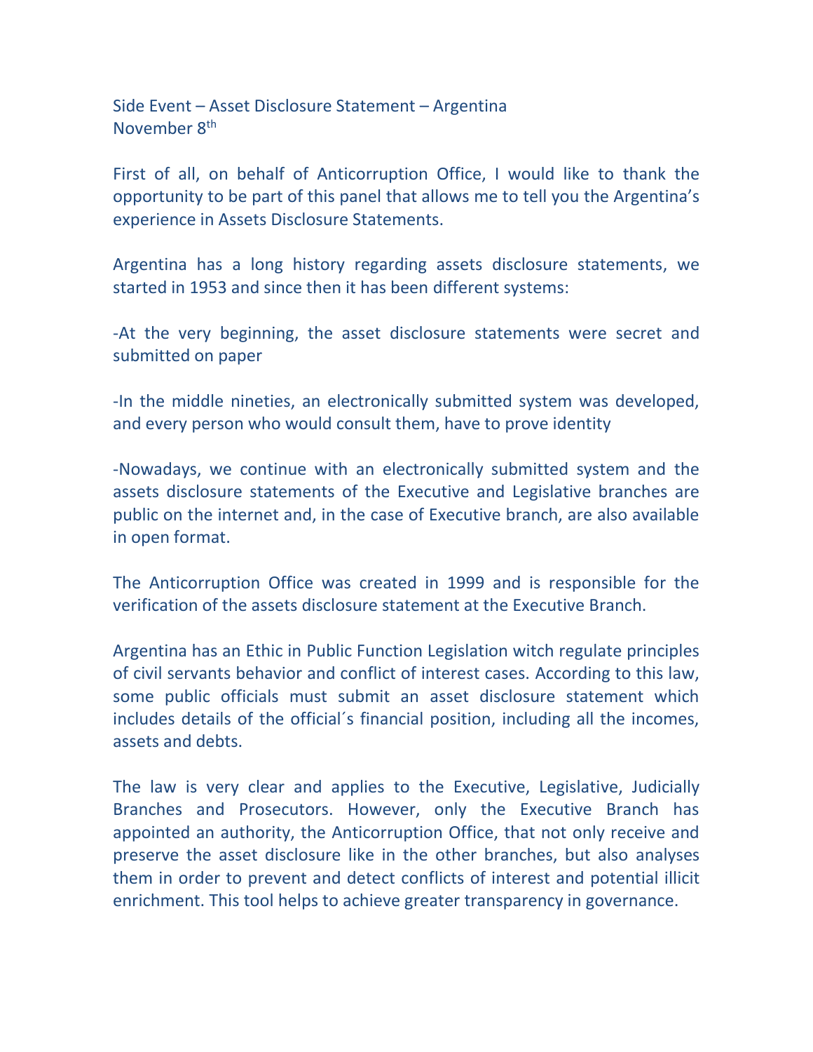Side Event – Asset Disclosure Statement – Argentina
November 8th

First of all, on behalf of Anticorruption Office, I would like to thank the opportunity to be part of this panel that allows me to tell you the Argentina's experience in Assets Disclosure Statements.

Argentina has a long history regarding assets disclosure statements, we started in 1953 and since then it has been different systems:

-At the very beginning, the asset disclosure statements were secret and submitted on paper

-In the middle nineties, an electronically submitted system was developed, and every person who would consult them, have to prove identity

-Nowadays, we continue with an electronically submitted system and the assets disclosure statements of the Executive and Legislative branches are public on the internet and, in the case of Executive branch, are also available in open format.

The Anticorruption Office was created in 1999 and is responsible for the verification of the assets disclosure statement at the Executive Branch.

Argentina has an Ethic in Public Function Legislation witch regulate principles of civil servants behavior and conflict of interest cases. According to this law, some public officials must submit an asset disclosure statement which includes details of the official´s financial position, including all the incomes, assets and debts.

The law is very clear and applies to the Executive, Legislative, Judicially Branches and Prosecutors. However, only the Executive Branch has appointed an authority, the Anticorruption Office, that not only receive and preserve the asset disclosure like in the other branches, but also analyses them in order to prevent and detect conflicts of interest and potential illicit enrichment. This tool helps to achieve greater transparency in governance.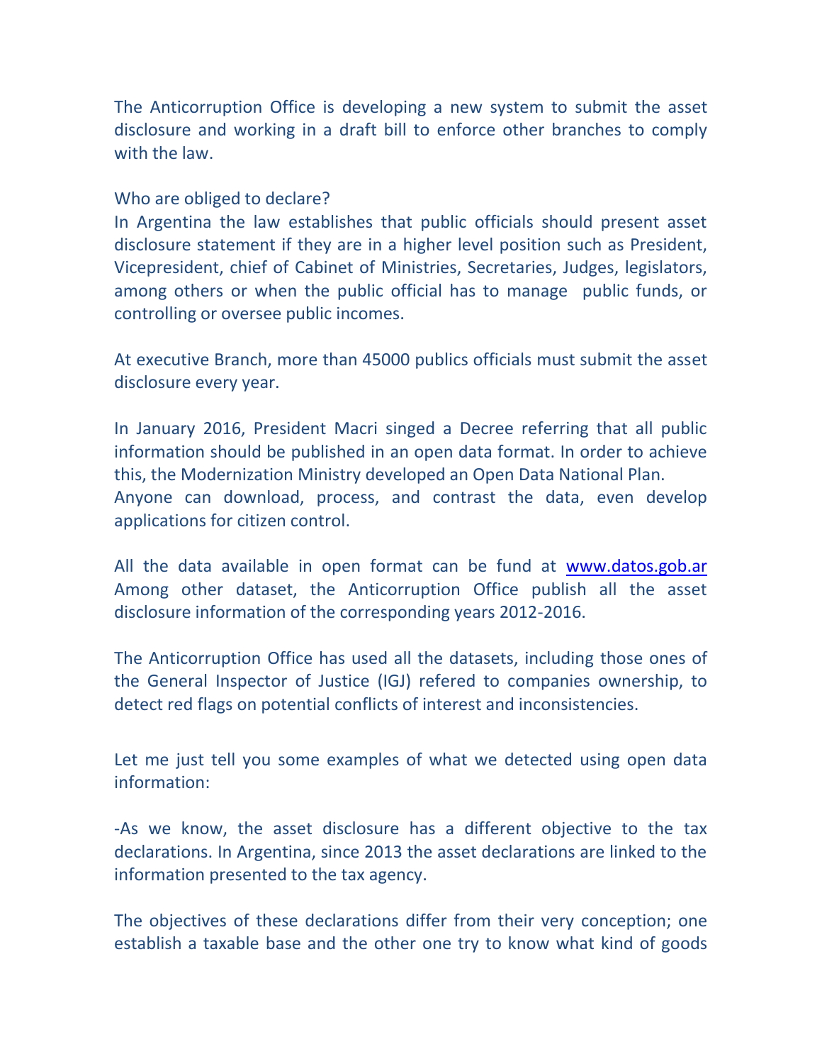The Anticorruption Office is developing a new system to submit the asset disclosure and working in a draft bill to enforce other branches to comply with the law.

Who are obliged to declare?
In Argentina the law establishes that public officials should present asset disclosure statement if they are in a higher level position such as President, Vicepresident, chief of Cabinet of Ministries, Secretaries, Judges, legislators, among others or when the public official has to manage public funds, or controlling or oversee public incomes.

At executive Branch, more than 45000 publics officials must submit the asset disclosure every year.

In January 2016, President Macri singed a Decree referring that all public information should be published in an open data format. In order to achieve this, the Modernization Ministry developed an Open Data National Plan.
Anyone can download, process, and contrast the data, even develop applications for citizen control.

All the data available in open format can be fund at [www.datos.gob.ar](http://www.datos.gob.ar)
Among other dataset, the Anticorruption Office publish all the asset disclosure information of the corresponding years 2012-2016.

The Anticorruption Office has used all the datasets, including those ones of the General Inspector of Justice (IGJ) refered to companies ownership, to detect red flags on potential conflicts of interest and inconsistencies.

Let me just tell you some examples of what we detected using open data information:

-As we know, the asset disclosure has a different objective to the tax declarations. In Argentina, since 2013 the asset declarations are linked to the information presented to the tax agency.

The objectives of these declarations differ from their very conception; one establish a taxable base and the other one try to know what kind of goods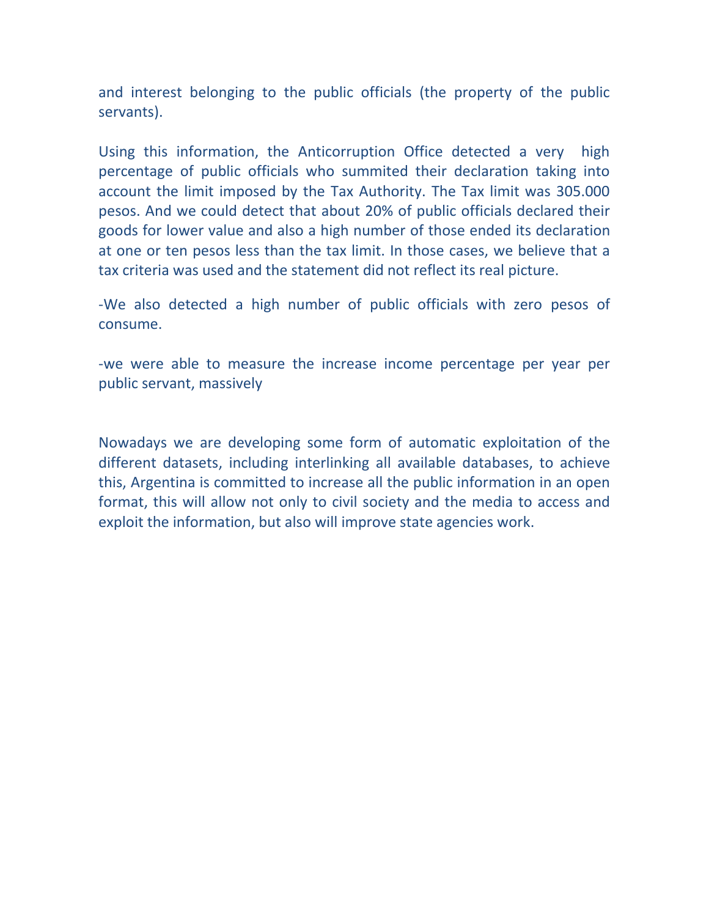and interest belonging to the public officials (the property of the public servants).

Using this information, the Anticorruption Office detected a very high percentage of public officials who summited their declaration taking into account the limit imposed by the Tax Authority. The Tax limit was 305.000 pesos. And we could detect that about 20% of public officials declared their goods for lower value and also a high number of those ended its declaration at one or ten pesos less than the tax limit. In those cases, we believe that a tax criteria was used and the statement did not reflect its real picture.

-We also detected a high number of public officials with zero pesos of consume.

-we were able to measure the increase income percentage per year per public servant, massively

Nowadays we are developing some form of automatic exploitation of the different datasets, including interlinking all available databases, to achieve this, Argentina is committed to increase all the public information in an open format, this will allow not only to civil society and the media to access and exploit the information, but also will improve state agencies work.